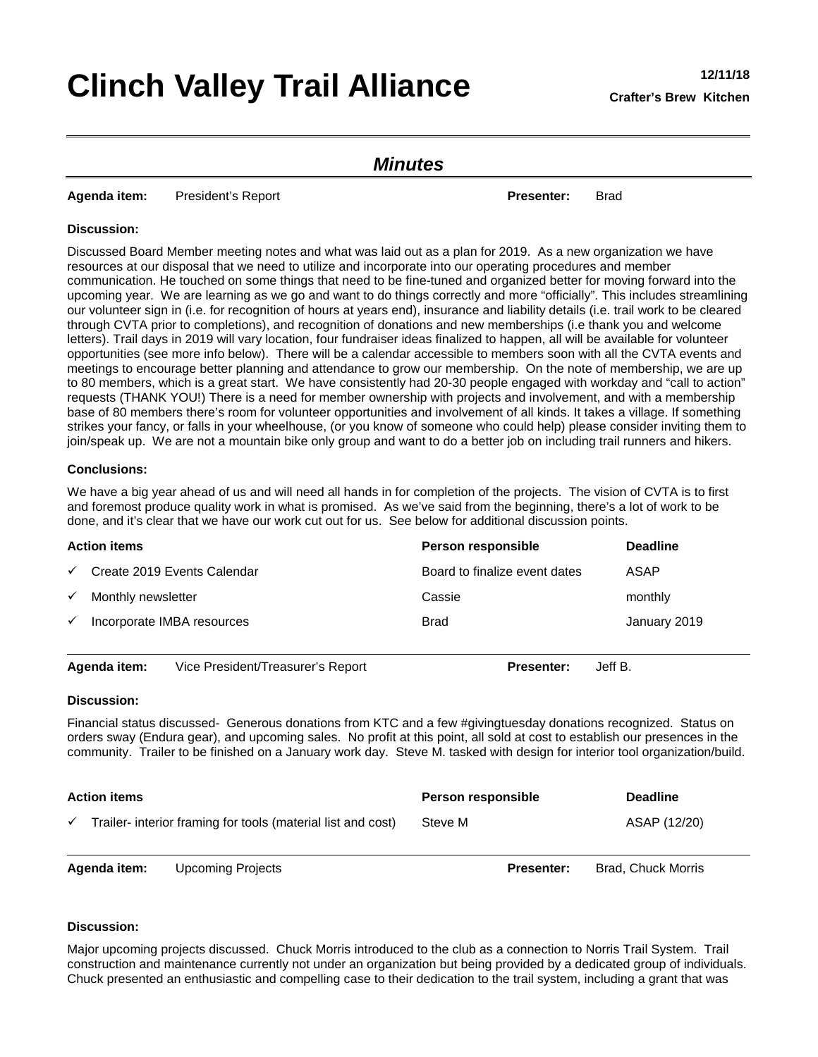# Clinch Valley Trail Alliance

**12/11/18**

**Crafter's Brew Kitchen**

## *Minutes*

**Agenda item:** President's Report **Presenter:** Brad

**Discussion:**

Discussed Board Member meeting notes and what was laid out as a plan for 2019. As a new organization we have resources at our disposal that we need to utilize and incorporate into our operating procedures and member communication. He touched on some things that need to be fine-tuned and organized better for moving forward into the upcoming year. We are learning as we go and want to do things correctly and more "officially". This includes streamlining our volunteer sign in (i.e. for recognition of hours at years end), insurance and liability details (i.e. trail work to be cleared through CVTA prior to completions), and recognition of donations and new memberships (i.e thank you and welcome letters). Trail days in 2019 will vary location, four fundraiser ideas finalized to happen, all will be available for volunteer opportunities (see more info below). There will be a calendar accessible to members soon with all the CVTA events and meetings to encourage better planning and attendance to grow our membership. On the note of membership, we are up to 80 members, which is a great start. We have consistently had 20-30 people engaged with workday and "call to action" requests (THANK YOU!) There is a need for member ownership with projects and involvement, and with a membership base of 80 members there's room for volunteer opportunities and involvement of all kinds. It takes a village. If something strikes your fancy, or falls in your wheelhouse, (or you know of someone who could help) please consider inviting them to join/speak up. We are not a mountain bike only group and want to do a better job on including trail runners and hikers.

**Conclusions:**

We have a big year ahead of us and will need all hands in for completion of the projects. The vision of CVTA is to first and foremost produce quality work in what is promised. As we've said from the beginning, there's a lot of work to be done, and it's clear that we have our work cut out for us. See below for additional discussion points.

| Action items | Person responsible | Deadline |
|---|---|---|
| ✓ Create 2019 Events Calendar | Board to finalize event dates | ASAP |
| ✓ Monthly newsletter | Cassie | monthly |
| ✓ Incorporate IMBA resources | Brad | January 2019 |

**Agenda item:** Vice President/Treasurer's Report **Presenter:** Jeff B.

**Discussion:**

Financial status discussed- Generous donations from KTC and a few #givingtuesday donations recognized. Status on orders sway (Endura gear), and upcoming sales. No profit at this point, all sold at cost to establish our presences in the community. Trailer to be finished on a January work day. Steve M. tasked with design for interior tool organization/build.

| Action items | Person responsible | Deadline |
|---|---|---|
| ✓ Trailer- interior framing for tools (material list and cost) | Steve M | ASAP (12/20) |

**Agenda item:** Upcoming Projects **Presenter:** Brad, Chuck Morris

**Discussion:**

Major upcoming projects discussed. Chuck Morris introduced to the club as a connection to Norris Trail System. Trail construction and maintenance currently not under an organization but being provided by a dedicated group of individuals. Chuck presented an enthusiastic and compelling case to their dedication to the trail system, including a grant that was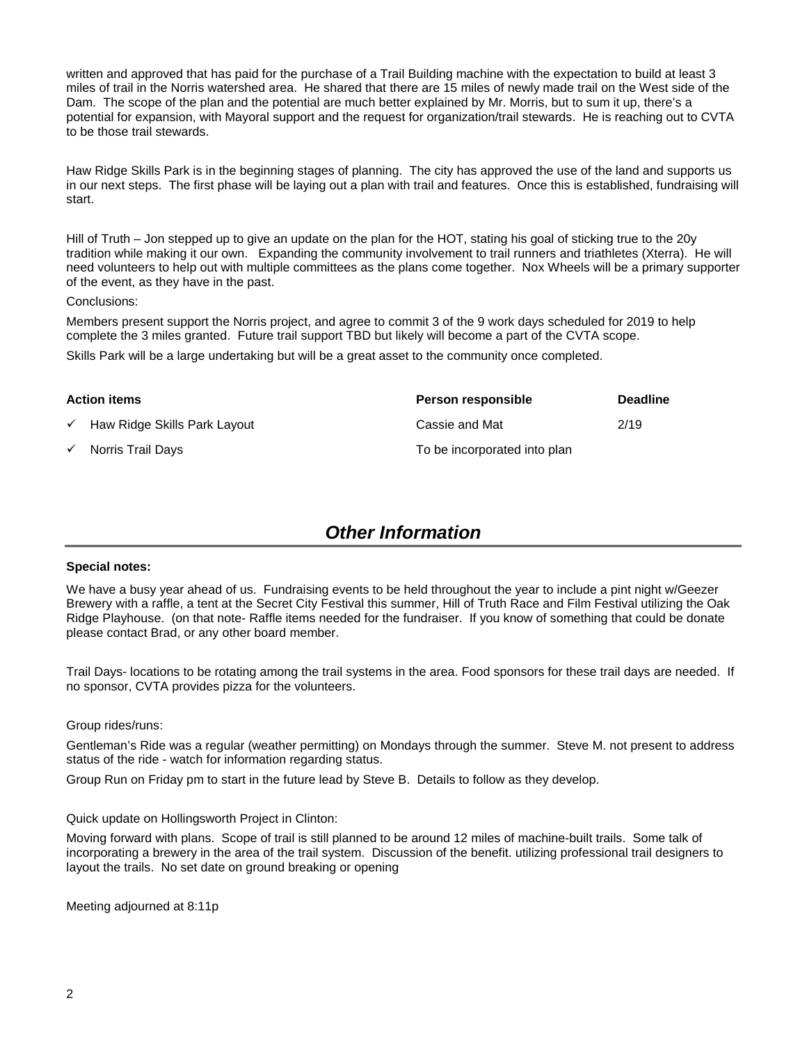written and approved that has paid for the purchase of a Trail Building machine with the expectation to build at least 3 miles of trail in the Norris watershed area. He shared that there are 15 miles of newly made trail on the West side of the Dam. The scope of the plan and the potential are much better explained by Mr. Morris, but to sum it up, there's a potential for expansion, with Mayoral support and the request for organization/trail stewards. He is reaching out to CVTA to be those trail stewards.

Haw Ridge Skills Park is in the beginning stages of planning. The city has approved the use of the land and supports us in our next steps. The first phase will be laying out a plan with trail and features. Once this is established, fundraising will start.

Hill of Truth – Jon stepped up to give an update on the plan for the HOT, stating his goal of sticking true to the 20y tradition while making it our own. Expanding the community involvement to trail runners and triathletes (Xterra). He will need volunteers to help out with multiple committees as the plans come together. Nox Wheels will be a primary supporter of the event, as they have in the past.

Conclusions:

Members present support the Norris project, and agree to commit 3 of the 9 work days scheduled for 2019 to help complete the 3 miles granted. Future trail support TBD but likely will become a part of the CVTA scope.

Skills Park will be a large undertaking but will be a great asset to the community once completed.

| Action items | Person responsible | Deadline |
|---|---|---|
| ✓ Haw Ridge Skills Park Layout | Cassie and Mat | 2/19 |
| ✓ Norris Trail Days | To be incorporated into plan | |

## *Other Information*

**Special notes:**

We have a busy year ahead of us. Fundraising events to be held throughout the year to include a pint night w/Geezer Brewery with a raffle, a tent at the Secret City Festival this summer, Hill of Truth Race and Film Festival utilizing the Oak Ridge Playhouse. (on that note- Raffle items needed for the fundraiser. If you know of something that could be donate please contact Brad, or any other board member.

Trail Days- locations to be rotating among the trail systems in the area. Food sponsors for these trail days are needed. If no sponsor, CVTA provides pizza for the volunteers.

Group rides/runs:

Gentleman's Ride was a regular (weather permitting) on Mondays through the summer. Steve M. not present to address status of the ride - watch for information regarding status.

Group Run on Friday pm to start in the future lead by Steve B. Details to follow as they develop.

Quick update on Hollingsworth Project in Clinton:

Moving forward with plans. Scope of trail is still planned to be around 12 miles of machine-built trails. Some talk of incorporating a brewery in the area of the trail system. Discussion of the benefit. utilizing professional trail designers to layout the trails. No set date on ground breaking or opening

Meeting adjourned at 8:11p